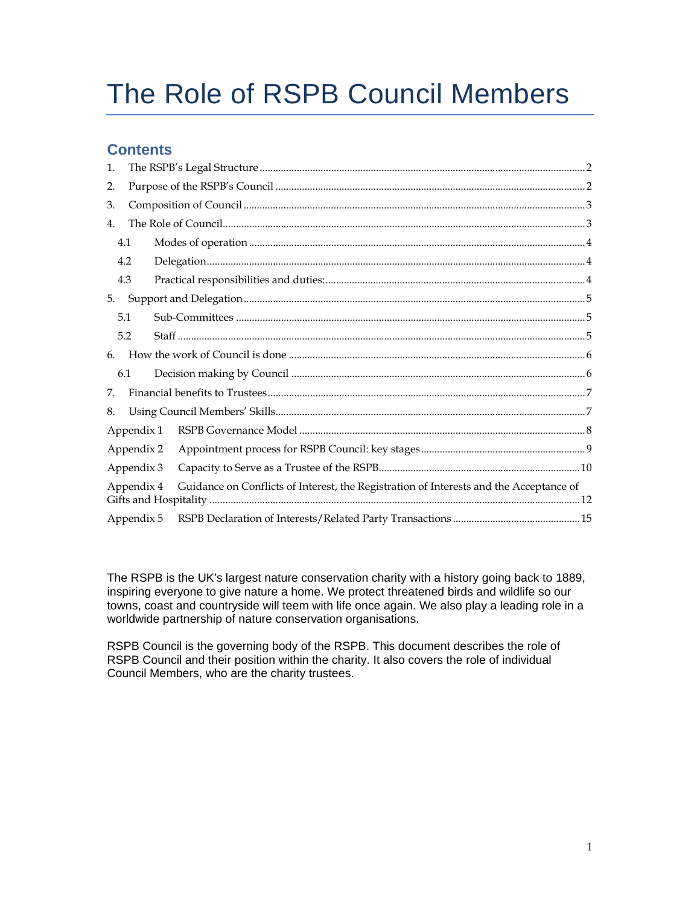# The Role of RSPB Council Members

## Contents

1. The RSPB's Legal Structure ... 2
2. Purpose of the RSPB's Council ... 2
3. Composition of Council ... 3
4. The Role of Council ... 3
   - 4.1 Modes of operation ... 4
   - 4.2 Delegation ... 4
   - 4.3 Practical responsibilities and duties: ... 4
5. Support and Delegation ... 5
   - 5.1 Sub-Committees ... 5
   - 5.2 Staff ... 5
6. How the work of Council is done ... 6
   - 6.1 Decision making by Council ... 6
7. Financial benefits to Trustees ... 7
8. Using Council Members' Skills ... 7

Appendix 1 RSPB Governance Model ... 8

Appendix 2 Appointment process for RSPB Council: key stages ... 9

Appendix 3 Capacity to Serve as a Trustee of the RSPB ... 10

Appendix 4 Guidance on Conflicts of Interest, the Registration of Interests and the Acceptance of Gifts and Hospitality ... 12

Appendix 5 RSPB Declaration of Interests/Related Party Transactions ... 15

The RSPB is the UK's largest nature conservation charity with a history going back to 1889, inspiring everyone to give nature a home. We protect threatened birds and wildlife so our towns, coast and countryside will teem with life once again. We also play a leading role in a worldwide partnership of nature conservation organisations.

RSPB Council is the governing body of the RSPB. This document describes the role of RSPB Council and their position within the charity. It also covers the role of individual Council Members, who are the charity trustees.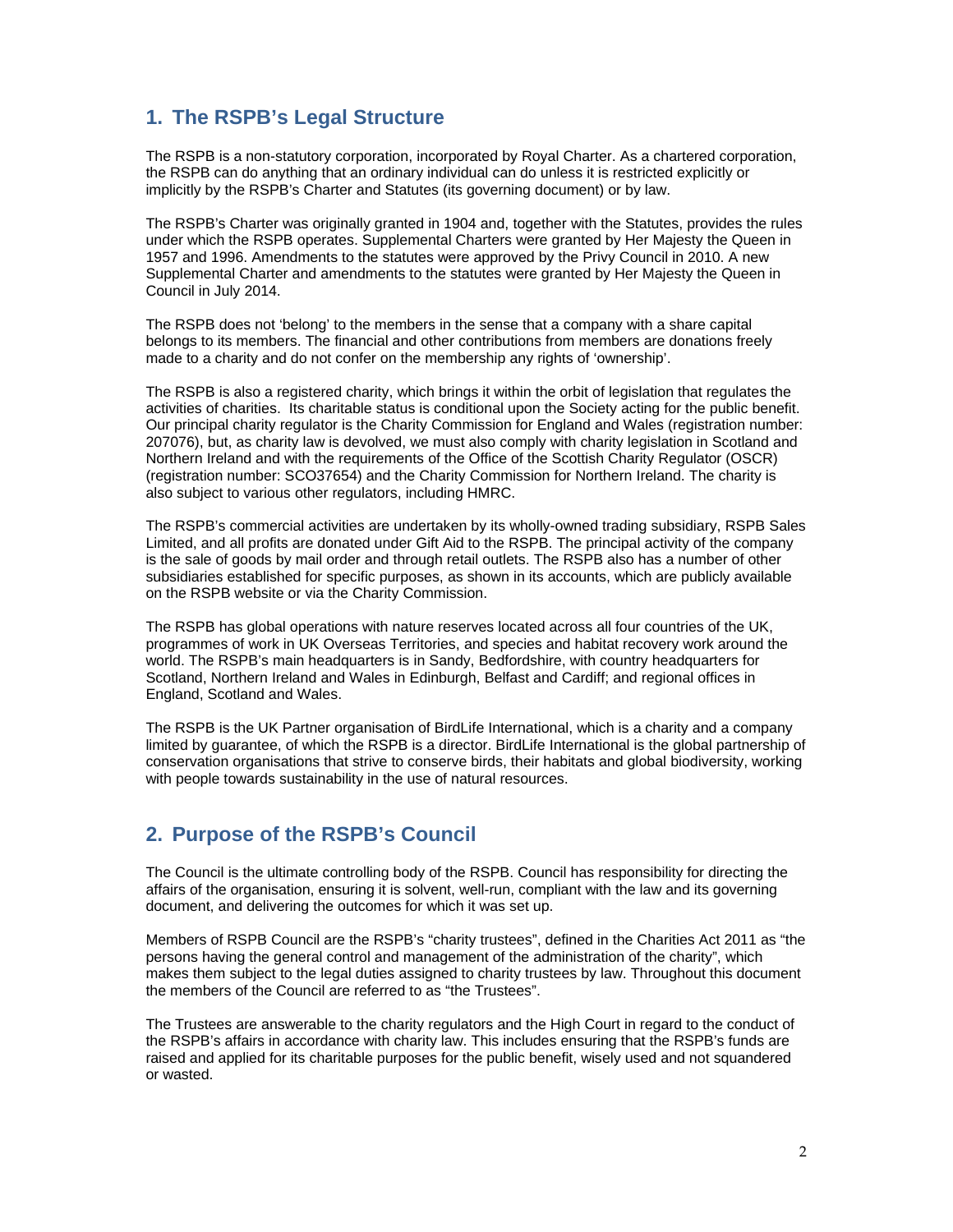## 1. The RSPB's Legal Structure

The RSPB is a non-statutory corporation, incorporated by Royal Charter. As a chartered corporation, the RSPB can do anything that an ordinary individual can do unless it is restricted explicitly or implicitly by the RSPB's Charter and Statutes (its governing document) or by law.

The RSPB's Charter was originally granted in 1904 and, together with the Statutes, provides the rules under which the RSPB operates. Supplemental Charters were granted by Her Majesty the Queen in 1957 and 1996. Amendments to the statutes were approved by the Privy Council in 2010. A new Supplemental Charter and amendments to the statutes were granted by Her Majesty the Queen in Council in July 2014.

The RSPB does not 'belong' to the members in the sense that a company with a share capital belongs to its members. The financial and other contributions from members are donations freely made to a charity and do not confer on the membership any rights of 'ownership'.

The RSPB is also a registered charity, which brings it within the orbit of legislation that regulates the activities of charities. Its charitable status is conditional upon the Society acting for the public benefit. Our principal charity regulator is the Charity Commission for England and Wales (registration number: 207076), but, as charity law is devolved, we must also comply with charity legislation in Scotland and Northern Ireland and with the requirements of the Office of the Scottish Charity Regulator (OSCR) (registration number: SCO37654) and the Charity Commission for Northern Ireland. The charity is also subject to various other regulators, including HMRC.

The RSPB's commercial activities are undertaken by its wholly-owned trading subsidiary, RSPB Sales Limited, and all profits are donated under Gift Aid to the RSPB. The principal activity of the company is the sale of goods by mail order and through retail outlets. The RSPB also has a number of other subsidiaries established for specific purposes, as shown in its accounts, which are publicly available on the RSPB website or via the Charity Commission.

The RSPB has global operations with nature reserves located across all four countries of the UK, programmes of work in UK Overseas Territories, and species and habitat recovery work around the world. The RSPB's main headquarters is in Sandy, Bedfordshire, with country headquarters for Scotland, Northern Ireland and Wales in Edinburgh, Belfast and Cardiff; and regional offices in England, Scotland and Wales.

The RSPB is the UK Partner organisation of BirdLife International, which is a charity and a company limited by guarantee, of which the RSPB is a director. BirdLife International is the global partnership of conservation organisations that strive to conserve birds, their habitats and global biodiversity, working with people towards sustainability in the use of natural resources.

## 2. Purpose of the RSPB's Council

The Council is the ultimate controlling body of the RSPB. Council has responsibility for directing the affairs of the organisation, ensuring it is solvent, well-run, compliant with the law and its governing document, and delivering the outcomes for which it was set up.

Members of RSPB Council are the RSPB's "charity trustees", defined in the Charities Act 2011 as "the persons having the general control and management of the administration of the charity", which makes them subject to the legal duties assigned to charity trustees by law. Throughout this document the members of the Council are referred to as "the Trustees".

The Trustees are answerable to the charity regulators and the High Court in regard to the conduct of the RSPB's affairs in accordance with charity law. This includes ensuring that the RSPB's funds are raised and applied for its charitable purposes for the public benefit, wisely used and not squandered or wasted.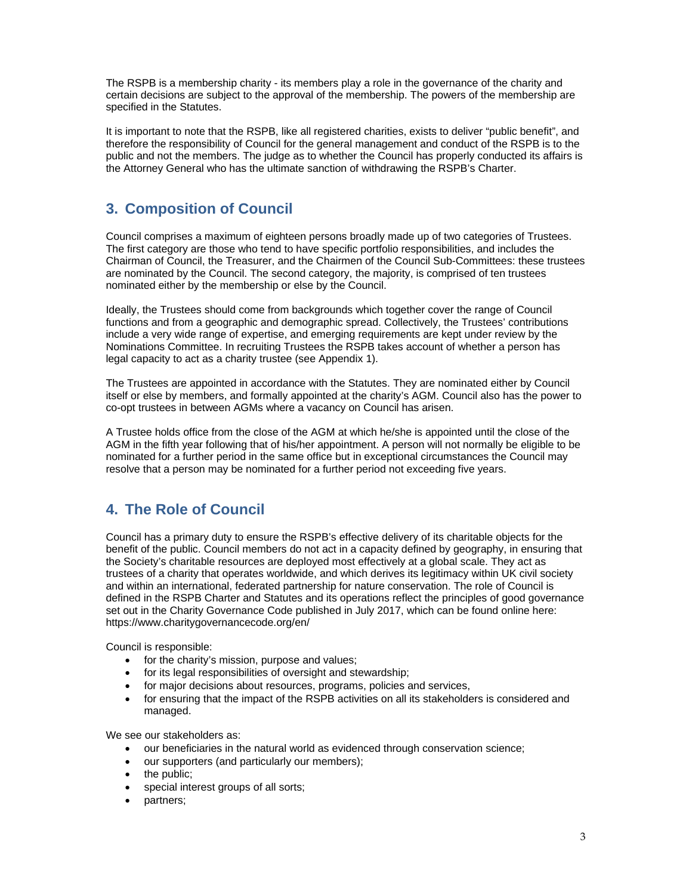The RSPB is a membership charity - its members play a role in the governance of the charity and certain decisions are subject to the approval of the membership. The powers of the membership are specified in the Statutes.

It is important to note that the RSPB, like all registered charities, exists to deliver "public benefit", and therefore the responsibility of Council for the general management and conduct of the RSPB is to the public and not the members. The judge as to whether the Council has properly conducted its affairs is the Attorney General who has the ultimate sanction of withdrawing the RSPB's Charter.

## 3. Composition of Council

Council comprises a maximum of eighteen persons broadly made up of two categories of Trustees. The first category are those who tend to have specific portfolio responsibilities, and includes the Chairman of Council, the Treasurer, and the Chairmen of the Council Sub-Committees: these trustees are nominated by the Council. The second category, the majority, is comprised of ten trustees nominated either by the membership or else by the Council.

Ideally, the Trustees should come from backgrounds which together cover the range of Council functions and from a geographic and demographic spread. Collectively, the Trustees' contributions include a very wide range of expertise, and emerging requirements are kept under review by the Nominations Committee. In recruiting Trustees the RSPB takes account of whether a person has legal capacity to act as a charity trustee (see Appendix 1).

The Trustees are appointed in accordance with the Statutes. They are nominated either by Council itself or else by members, and formally appointed at the charity's AGM. Council also has the power to co-opt trustees in between AGMs where a vacancy on Council has arisen.

A Trustee holds office from the close of the AGM at which he/she is appointed until the close of the AGM in the fifth year following that of his/her appointment. A person will not normally be eligible to be nominated for a further period in the same office but in exceptional circumstances the Council may resolve that a person may be nominated for a further period not exceeding five years.

## 4. The Role of Council

Council has a primary duty to ensure the RSPB's effective delivery of its charitable objects for the benefit of the public. Council members do not act in a capacity defined by geography, in ensuring that the Society's charitable resources are deployed most effectively at a global scale. They act as trustees of a charity that operates worldwide, and which derives its legitimacy within UK civil society and within an international, federated partnership for nature conservation. The role of Council is defined in the RSPB Charter and Statutes and its operations reflect the principles of good governance set out in the Charity Governance Code published in July 2017, which can be found online here: https://www.charitygovernancecode.org/en/

Council is responsible:

- for the charity's mission, purpose and values;
- for its legal responsibilities of oversight and stewardship;
- for major decisions about resources, programs, policies and services,
- for ensuring that the impact of the RSPB activities on all its stakeholders is considered and managed.

We see our stakeholders as:

- our beneficiaries in the natural world as evidenced through conservation science;
- our supporters (and particularly our members);
- the public;
- special interest groups of all sorts;
- partners;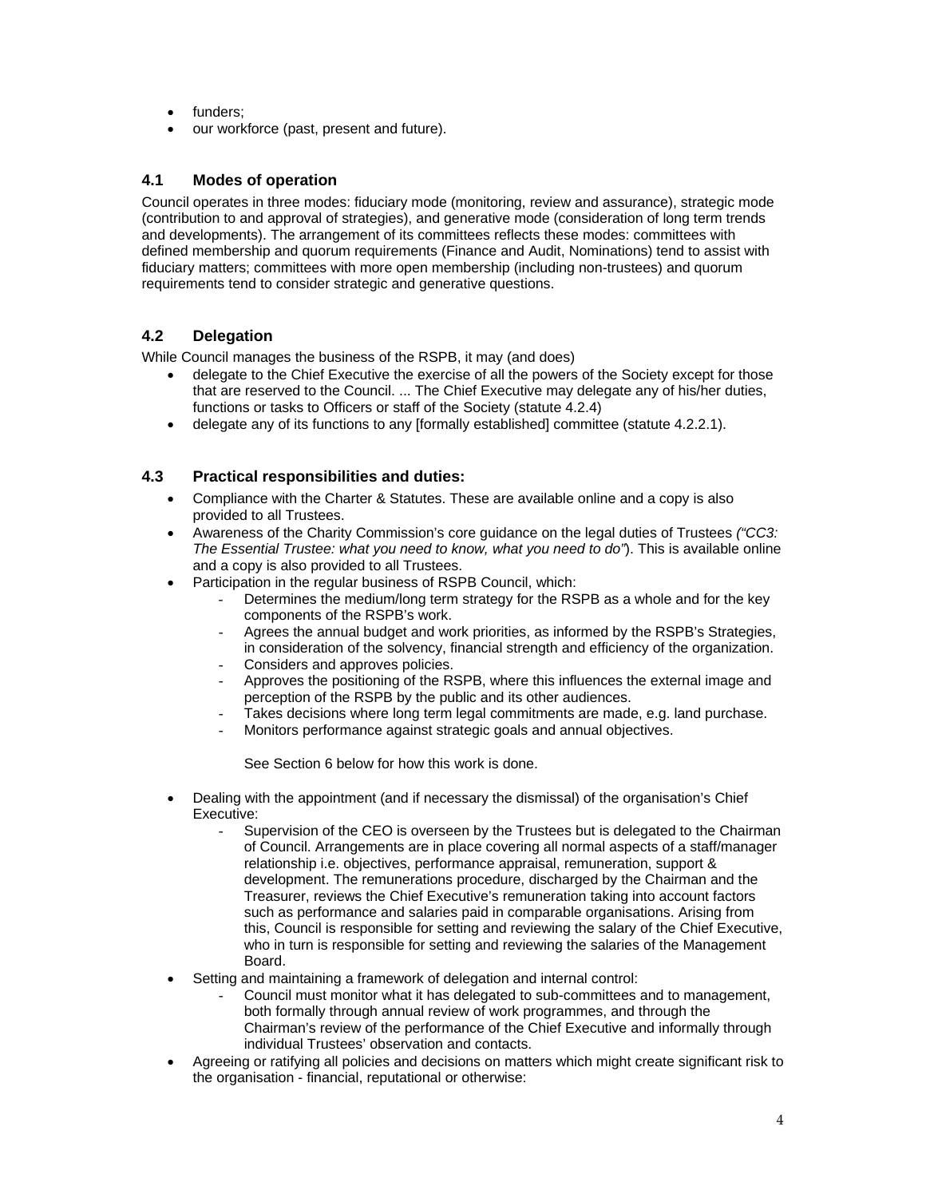- funders;
- our workforce (past, present and future).

### 4.1 Modes of operation

Council operates in three modes: fiduciary mode (monitoring, review and assurance), strategic mode (contribution to and approval of strategies), and generative mode (consideration of long term trends and developments). The arrangement of its committees reflects these modes: committees with defined membership and quorum requirements (Finance and Audit, Nominations) tend to assist with fiduciary matters; committees with more open membership (including non-trustees) and quorum requirements tend to consider strategic and generative questions.

### 4.2 Delegation

While Council manages the business of the RSPB, it may (and does)

- delegate to the Chief Executive the exercise of all the powers of the Society except for those that are reserved to the Council. ... The Chief Executive may delegate any of his/her duties, functions or tasks to Officers or staff of the Society (statute 4.2.4)
- delegate any of its functions to any [formally established] committee (statute 4.2.2.1).

### 4.3 Practical responsibilities and duties:

- Compliance with the Charter & Statutes. These are available online and a copy is also provided to all Trustees.
- Awareness of the Charity Commission's core guidance on the legal duties of Trustees *("CC3: The Essential Trustee: what you need to know, what you need to do"*). This is available online and a copy is also provided to all Trustees.
- Participation in the regular business of RSPB Council, which:
  - Determines the medium/long term strategy for the RSPB as a whole and for the key components of the RSPB's work.
  - Agrees the annual budget and work priorities, as informed by the RSPB's Strategies, in consideration of the solvency, financial strength and efficiency of the organization.
  - Considers and approves policies.
  - Approves the positioning of the RSPB, where this influences the external image and perception of the RSPB by the public and its other audiences.
  - Takes decisions where long term legal commitments are made, e.g. land purchase.
  - Monitors performance against strategic goals and annual objectives.

  See Section 6 below for how this work is done.

- Dealing with the appointment (and if necessary the dismissal) of the organisation's Chief Executive:
  - Supervision of the CEO is overseen by the Trustees but is delegated to the Chairman of Council. Arrangements are in place covering all normal aspects of a staff/manager relationship i.e. objectives, performance appraisal, remuneration, support & development. The remunerations procedure, discharged by the Chairman and the Treasurer, reviews the Chief Executive's remuneration taking into account factors such as performance and salaries paid in comparable organisations. Arising from this, Council is responsible for setting and reviewing the salary of the Chief Executive, who in turn is responsible for setting and reviewing the salaries of the Management Board.
- Setting and maintaining a framework of delegation and internal control:
  - Council must monitor what it has delegated to sub-committees and to management, both formally through annual review of work programmes, and through the Chairman's review of the performance of the Chief Executive and informally through individual Trustees' observation and contacts.
- Agreeing or ratifying all policies and decisions on matters which might create significant risk to the organisation - financial, reputational or otherwise: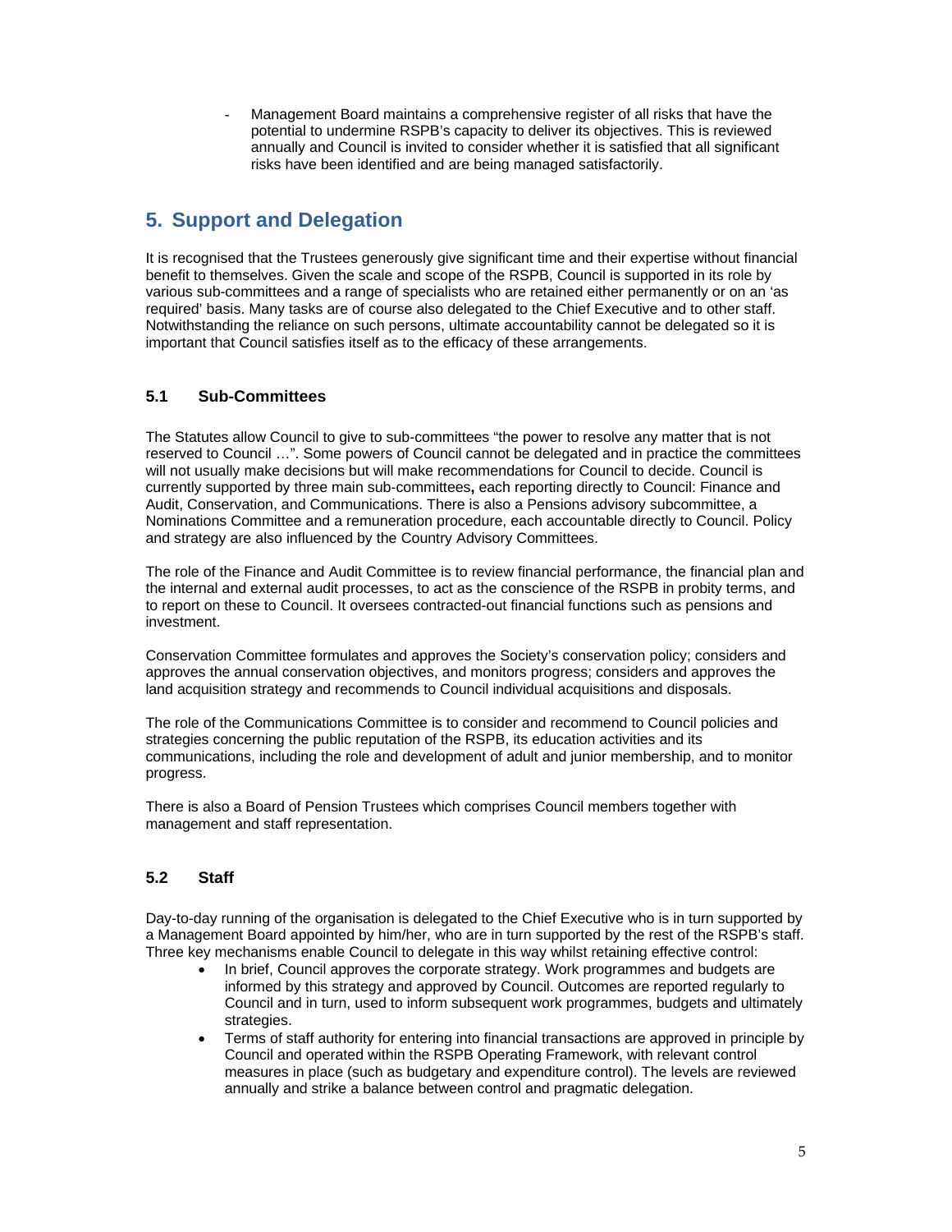- Management Board maintains a comprehensive register of all risks that have the potential to undermine RSPB's capacity to deliver its objectives. This is reviewed annually and Council is invited to consider whether it is satisfied that all significant risks have been identified and are being managed satisfactorily.

## 5. Support and Delegation

It is recognised that the Trustees generously give significant time and their expertise without financial benefit to themselves. Given the scale and scope of the RSPB, Council is supported in its role by various sub-committees and a range of specialists who are retained either permanently or on an 'as required' basis. Many tasks are of course also delegated to the Chief Executive and to other staff. Notwithstanding the reliance on such persons, ultimate accountability cannot be delegated so it is important that Council satisfies itself as to the efficacy of these arrangements.

### 5.1 Sub-Committees

The Statutes allow Council to give to sub-committees "the power to resolve any matter that is not reserved to Council …". Some powers of Council cannot be delegated and in practice the committees will not usually make decisions but will make recommendations for Council to decide. Council is currently supported by three main sub-committees**,** each reporting directly to Council: Finance and Audit, Conservation, and Communications. There is also a Pensions advisory subcommittee, a Nominations Committee and a remuneration procedure, each accountable directly to Council. Policy and strategy are also influenced by the Country Advisory Committees.

The role of the Finance and Audit Committee is to review financial performance, the financial plan and the internal and external audit processes, to act as the conscience of the RSPB in probity terms, and to report on these to Council. It oversees contracted-out financial functions such as pensions and investment.

Conservation Committee formulates and approves the Society's conservation policy; considers and approves the annual conservation objectives, and monitors progress; considers and approves the land acquisition strategy and recommends to Council individual acquisitions and disposals.

The role of the Communications Committee is to consider and recommend to Council policies and strategies concerning the public reputation of the RSPB, its education activities and its communications, including the role and development of adult and junior membership, and to monitor progress.

There is also a Board of Pension Trustees which comprises Council members together with management and staff representation.

### 5.2 Staff

Day-to-day running of the organisation is delegated to the Chief Executive who is in turn supported by a Management Board appointed by him/her, who are in turn supported by the rest of the RSPB's staff. Three key mechanisms enable Council to delegate in this way whilst retaining effective control:

- In brief, Council approves the corporate strategy. Work programmes and budgets are informed by this strategy and approved by Council. Outcomes are reported regularly to Council and in turn, used to inform subsequent work programmes, budgets and ultimately strategies.
- Terms of staff authority for entering into financial transactions are approved in principle by Council and operated within the RSPB Operating Framework, with relevant control measures in place (such as budgetary and expenditure control). The levels are reviewed annually and strike a balance between control and pragmatic delegation.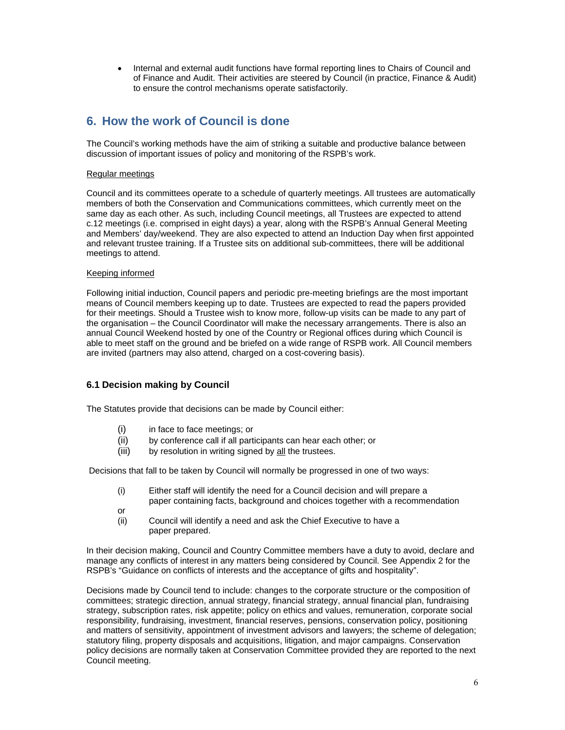- Internal and external audit functions have formal reporting lines to Chairs of Council and of Finance and Audit. Their activities are steered by Council (in practice, Finance & Audit) to ensure the control mechanisms operate satisfactorily.

## 6. How the work of Council is done

The Council's working methods have the aim of striking a suitable and productive balance between discussion of important issues of policy and monitoring of the RSPB's work.

Regular meetings

Council and its committees operate to a schedule of quarterly meetings. All trustees are automatically members of both the Conservation and Communications committees, which currently meet on the same day as each other. As such, including Council meetings, all Trustees are expected to attend c.12 meetings (i.e. comprised in eight days) a year, along with the RSPB's Annual General Meeting and Members' day/weekend. They are also expected to attend an Induction Day when first appointed and relevant trustee training. If a Trustee sits on additional sub-committees, there will be additional meetings to attend.

Keeping informed

Following initial induction, Council papers and periodic pre-meeting briefings are the most important means of Council members keeping up to date. Trustees are expected to read the papers provided for their meetings. Should a Trustee wish to know more, follow-up visits can be made to any part of the organisation – the Council Coordinator will make the necessary arrangements. There is also an annual Council Weekend hosted by one of the Country or Regional offices during which Council is able to meet staff on the ground and be briefed on a wide range of RSPB work. All Council members are invited (partners may also attend, charged on a cost-covering basis).

### 6.1 Decision making by Council

The Statutes provide that decisions can be made by Council either:

(i) in face to face meetings; or
(ii) by conference call if all participants can hear each other; or
(iii) by resolution in writing signed by all the trustees.

Decisions that fall to be taken by Council will normally be progressed in one of two ways:

(i) Either staff will identify the need for a Council decision and will prepare a paper containing facts, background and choices together with a recommendation

or

(ii) Council will identify a need and ask the Chief Executive to have a paper prepared.

In their decision making, Council and Country Committee members have a duty to avoid, declare and manage any conflicts of interest in any matters being considered by Council. See Appendix 2 for the RSPB's "Guidance on conflicts of interests and the acceptance of gifts and hospitality".

Decisions made by Council tend to include: changes to the corporate structure or the composition of committees; strategic direction, annual strategy, financial strategy, annual financial plan, fundraising strategy, subscription rates, risk appetite; policy on ethics and values, remuneration, corporate social responsibility, fundraising, investment, financial reserves, pensions, conservation policy, positioning and matters of sensitivity, appointment of investment advisors and lawyers; the scheme of delegation; statutory filing, property disposals and acquisitions, litigation, and major campaigns. Conservation policy decisions are normally taken at Conservation Committee provided they are reported to the next Council meeting.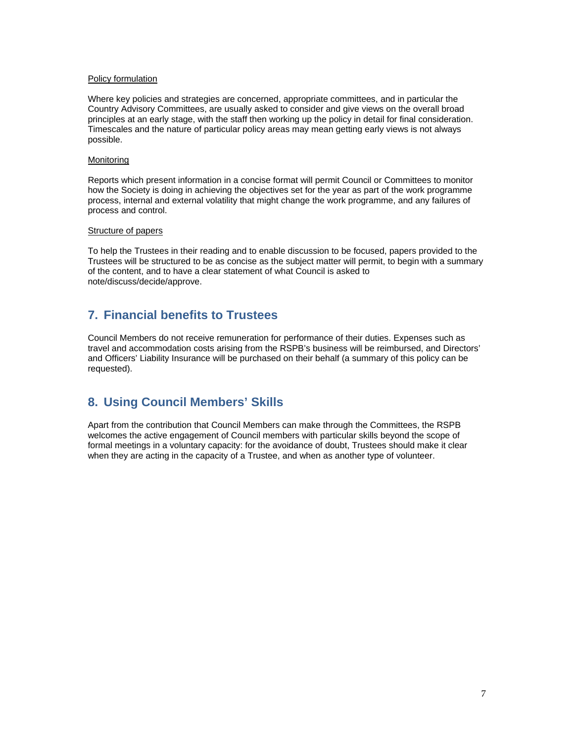Policy formulation

Where key policies and strategies are concerned, appropriate committees, and in particular the Country Advisory Committees, are usually asked to consider and give views on the overall broad principles at an early stage, with the staff then working up the policy in detail for final consideration. Timescales and the nature of particular policy areas may mean getting early views is not always possible.

Monitoring

Reports which present information in a concise format will permit Council or Committees to monitor how the Society is doing in achieving the objectives set for the year as part of the work programme process, internal and external volatility that might change the work programme, and any failures of process and control.

Structure of papers

To help the Trustees in their reading and to enable discussion to be focused, papers provided to the Trustees will be structured to be as concise as the subject matter will permit, to begin with a summary of the content, and to have a clear statement of what Council is asked to note/discuss/decide/approve.

## 7. Financial benefits to Trustees

Council Members do not receive remuneration for performance of their duties. Expenses such as travel and accommodation costs arising from the RSPB's business will be reimbursed, and Directors' and Officers' Liability Insurance will be purchased on their behalf (a summary of this policy can be requested).

## 8. Using Council Members' Skills

Apart from the contribution that Council Members can make through the Committees, the RSPB welcomes the active engagement of Council members with particular skills beyond the scope of formal meetings in a voluntary capacity: for the avoidance of doubt, Trustees should make it clear when they are acting in the capacity of a Trustee, and when as another type of volunteer.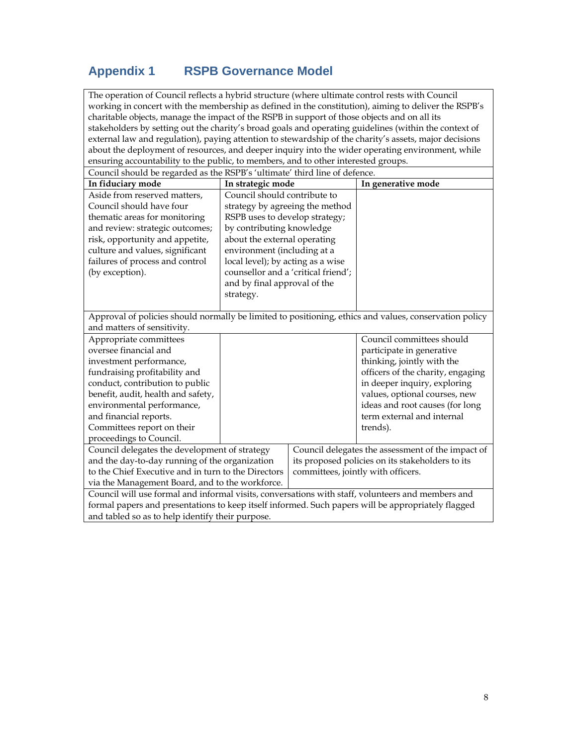## Appendix 1 RSPB Governance Model

| | | | |
|---|---|---|---|
| The operation of Council reflects a hybrid structure (where ultimate control rests with Council working in concert with the membership as defined in the constitution), aiming to deliver the RSPB's charitable objects, manage the impact of the RSPB in support of those objects and on all its stakeholders by setting out the charity's broad goals and operating guidelines (within the context of external law and regulation), paying attention to stewardship of the charity's assets, major decisions about the deployment of resources, and deeper inquiry into the wider operating environment, while ensuring accountability to the public, to members, and to other interested groups. | | | |
| Council should be regarded as the RSPB's 'ultimate' third line of defence. | | | |
| **In fiduciary mode** | **In strategic mode** | | **In generative mode** |
| Aside from reserved matters, Council should have four thematic areas for monitoring and review: strategic outcomes; risk, opportunity and appetite, culture and values, significant failures of process and control (by exception). | Council should contribute to strategy by agreeing the method RSPB uses to develop strategy; by contributing knowledge about the external operating environment (including at a local level); by acting as a wise counsellor and a 'critical friend'; and by final approval of the strategy. | | |
| Approval of policies should normally be limited to positioning, ethics and values, conservation policy and matters of sensitivity. | | | |
| Appropriate committees oversee financial and investment performance, fundraising profitability and conduct, contribution to public benefit, audit, health and safety, environmental performance, and financial reports. Committees report on their proceedings to Council. | | | Council committees should participate in generative thinking, jointly with the officers of the charity, engaging in deeper inquiry, exploring values, optional courses, new ideas and root causes (for long term external and internal trends). |
| Council delegates the development of strategy and the day-to-day running of the organization to the Chief Executive and in turn to the Directors via the Management Board, and to the workforce. | | Council delegates the assessment of the impact of its proposed policies on its stakeholders to its committees, jointly with officers. | |
| Council will use formal and informal visits, conversations with staff, volunteers and members and formal papers and presentations to keep itself informed. Such papers will be appropriately flagged and tabled so as to help identify their purpose. | | | |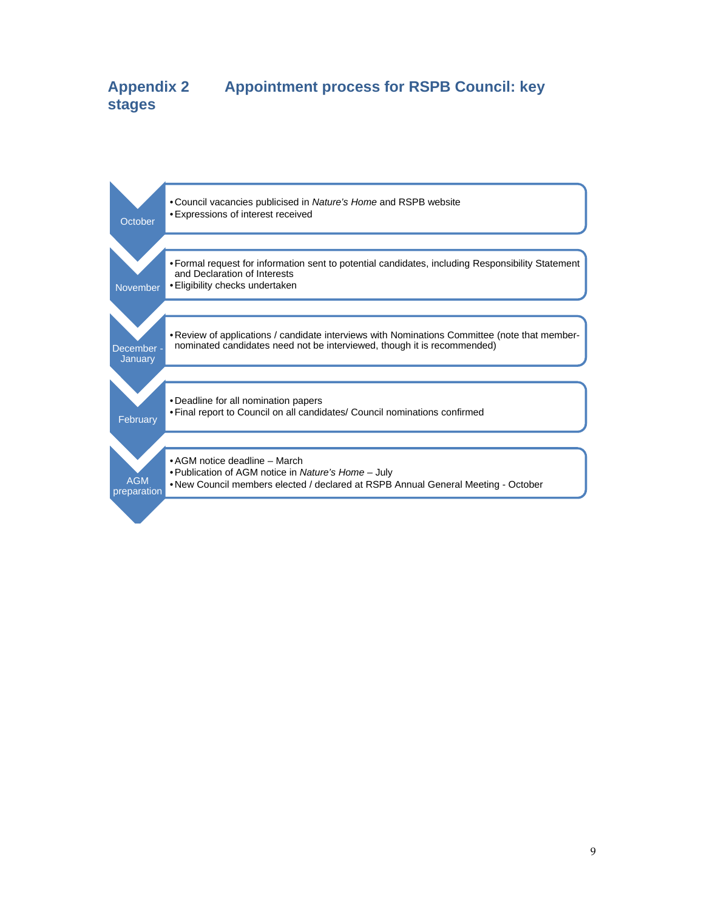## Appendix 2 Appointment process for RSPB Council: key stages

**October**

- Council vacancies publicised in *Nature's Home* and RSPB website
- Expressions of interest received

**November**

- Formal request for information sent to potential candidates, including Responsibility Statement and Declaration of Interests
- Eligibility checks undertaken

**December - January**

- Review of applications / candidate interviews with Nominations Committee (note that member-nominated candidates need not be interviewed, though it is recommended)

**February**

- Deadline for all nomination papers
- Final report to Council on all candidates/ Council nominations confirmed

**AGM preparation**

- AGM notice deadline – March
- Publication of AGM notice in *Nature's Home* – July
- New Council members elected / declared at RSPB Annual General Meeting - October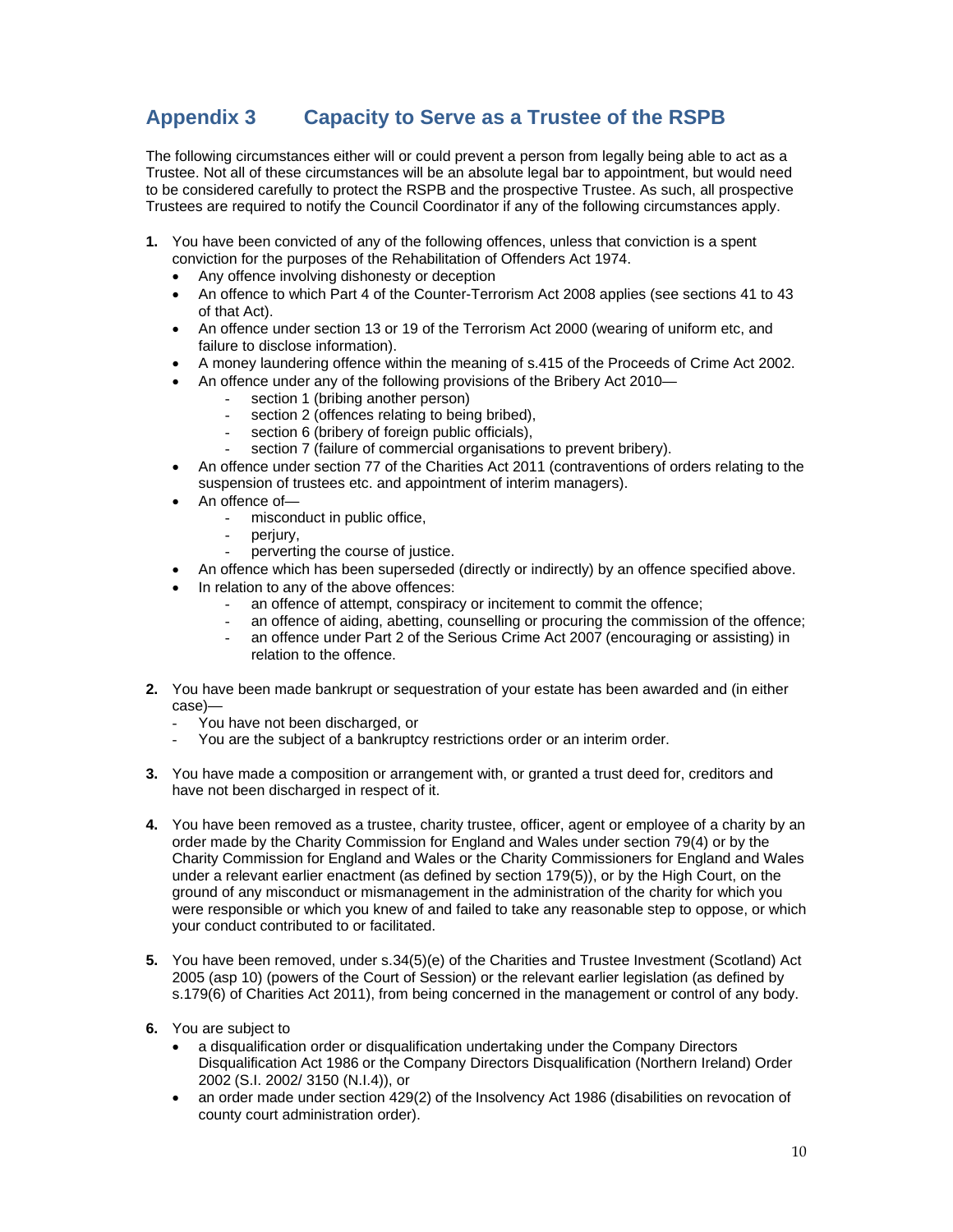## Appendix 3 Capacity to Serve as a Trustee of the RSPB

The following circumstances either will or could prevent a person from legally being able to act as a Trustee. Not all of these circumstances will be an absolute legal bar to appointment, but would need to be considered carefully to protect the RSPB and the prospective Trustee. As such, all prospective Trustees are required to notify the Council Coordinator if any of the following circumstances apply.

1. You have been convicted of any of the following offences, unless that conviction is a spent conviction for the purposes of the Rehabilitation of Offenders Act 1974.
   - Any offence involving dishonesty or deception
   - An offence to which Part 4 of the Counter-Terrorism Act 2008 applies (see sections 41 to 43 of that Act).
   - An offence under section 13 or 19 of the Terrorism Act 2000 (wearing of uniform etc, and failure to disclose information).
   - A money laundering offence within the meaning of s.415 of the Proceeds of Crime Act 2002.
   - An offence under any of the following provisions of the Bribery Act 2010—
     - section 1 (bribing another person)
     - section 2 (offences relating to being bribed),
     - section 6 (bribery of foreign public officials),
     - section 7 (failure of commercial organisations to prevent bribery).
   - An offence under section 77 of the Charities Act 2011 (contraventions of orders relating to the suspension of trustees etc. and appointment of interim managers).
   - An offence of—
     - misconduct in public office,
     - perjury,
     - perverting the course of justice.
   - An offence which has been superseded (directly or indirectly) by an offence specified above.
   - In relation to any of the above offences:
     - an offence of attempt, conspiracy or incitement to commit the offence;
     - an offence of aiding, abetting, counselling or procuring the commission of the offence;
     - an offence under Part 2 of the Serious Crime Act 2007 (encouraging or assisting) in relation to the offence.

2. You have been made bankrupt or sequestration of your estate has been awarded and (in either case)—
   - You have not been discharged, or
   - You are the subject of a bankruptcy restrictions order or an interim order.

3. You have made a composition or arrangement with, or granted a trust deed for, creditors and have not been discharged in respect of it.

4. You have been removed as a trustee, charity trustee, officer, agent or employee of a charity by an order made by the Charity Commission for England and Wales under section 79(4) or by the Charity Commission for England and Wales or the Charity Commissioners for England and Wales under a relevant earlier enactment (as defined by section 179(5)), or by the High Court, on the ground of any misconduct or mismanagement in the administration of the charity for which you were responsible or which you knew of and failed to take any reasonable step to oppose, or which your conduct contributed to or facilitated.

5. You have been removed, under s.34(5)(e) of the Charities and Trustee Investment (Scotland) Act 2005 (asp 10) (powers of the Court of Session) or the relevant earlier legislation (as defined by s.179(6) of Charities Act 2011), from being concerned in the management or control of any body.

6. You are subject to
   - a disqualification order or disqualification undertaking under the Company Directors Disqualification Act 1986 or the Company Directors Disqualification (Northern Ireland) Order 2002 (S.I. 2002/ 3150 (N.I.4)), or
   - an order made under section 429(2) of the Insolvency Act 1986 (disabilities on revocation of county court administration order).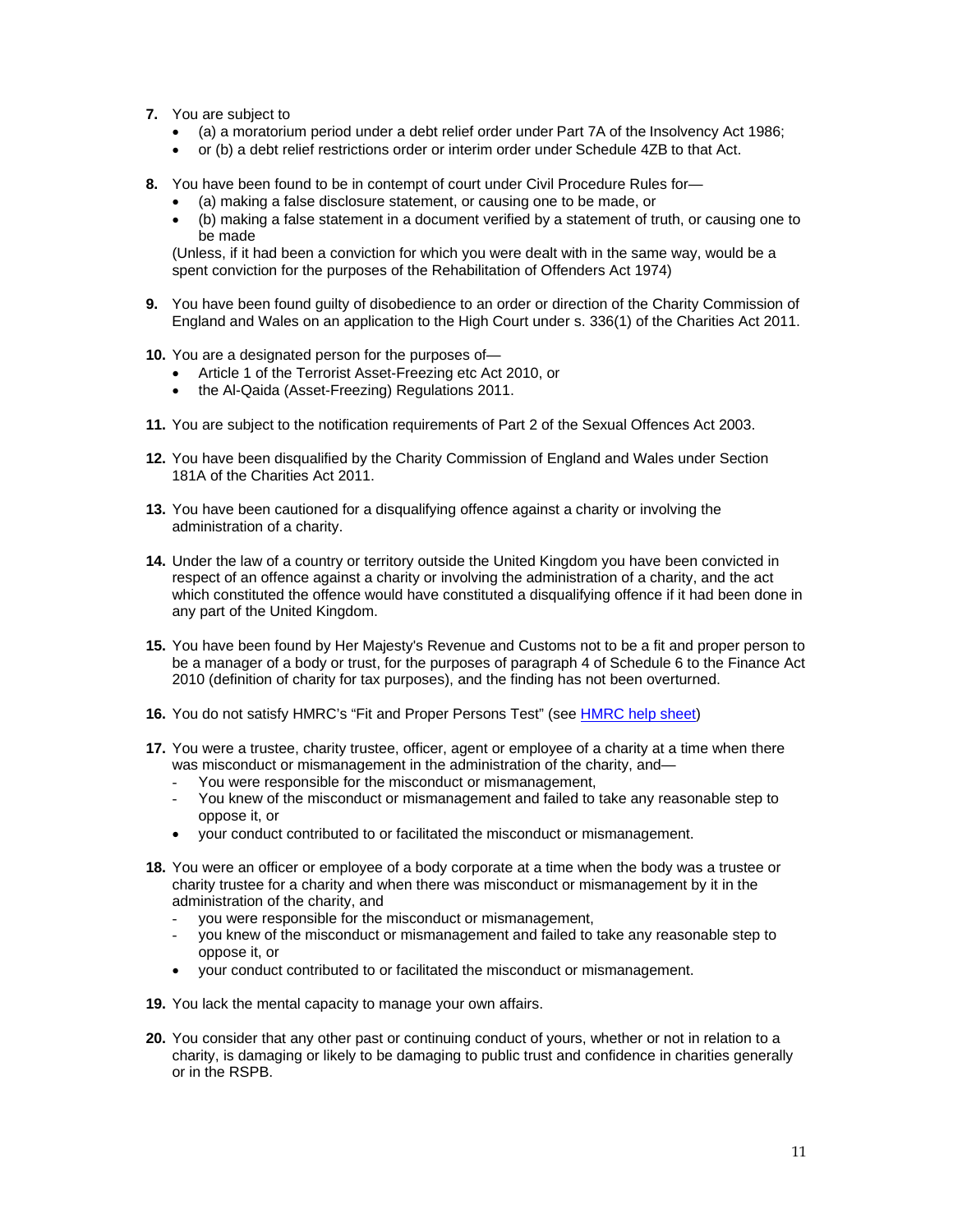7. You are subject to
    - (a) a moratorium period under a debt relief order under Part 7A of the Insolvency Act 1986;
    - or (b) a debt relief restrictions order or interim order under Schedule 4ZB to that Act.

8. You have been found to be in contempt of court under Civil Procedure Rules for—
    - (a) making a false disclosure statement, or causing one to be made, or
    - (b) making a false statement in a document verified by a statement of truth, or causing one to be made

   (Unless, if it had been a conviction for which you were dealt with in the same way, would be a spent conviction for the purposes of the Rehabilitation of Offenders Act 1974)

9. You have been found guilty of disobedience to an order or direction of the Charity Commission of England and Wales on an application to the High Court under s. 336(1) of the Charities Act 2011.

10. You are a designated person for the purposes of—
    - Article 1 of the Terrorist Asset-Freezing etc Act 2010, or
    - the Al-Qaida (Asset-Freezing) Regulations 2011.

11. You are subject to the notification requirements of Part 2 of the Sexual Offences Act 2003.

12. You have been disqualified by the Charity Commission of England and Wales under Section 181A of the Charities Act 2011.

13. You have been cautioned for a disqualifying offence against a charity or involving the administration of a charity.

14. Under the law of a country or territory outside the United Kingdom you have been convicted in respect of an offence against a charity or involving the administration of a charity, and the act which constituted the offence would have constituted a disqualifying offence if it had been done in any part of the United Kingdom.

15. You have been found by Her Majesty's Revenue and Customs not to be a fit and proper person to be a manager of a body or trust, for the purposes of paragraph 4 of Schedule 6 to the Finance Act 2010 (definition of charity for tax purposes), and the finding has not been overturned.

16. You do not satisfy HMRC's "Fit and Proper Persons Test" (see HMRC help sheet)

17. You were a trustee, charity trustee, officer, agent or employee of a charity at a time when there was misconduct or mismanagement in the administration of the charity, and—
    - You were responsible for the misconduct or mismanagement,
    - You knew of the misconduct or mismanagement and failed to take any reasonable step to oppose it, or
    - your conduct contributed to or facilitated the misconduct or mismanagement.

18. You were an officer or employee of a body corporate at a time when the body was a trustee or charity trustee for a charity and when there was misconduct or mismanagement by it in the administration of the charity, and
    - you were responsible for the misconduct or mismanagement,
    - you knew of the misconduct or mismanagement and failed to take any reasonable step to oppose it, or
    - your conduct contributed to or facilitated the misconduct or mismanagement.

19. You lack the mental capacity to manage your own affairs.

20. You consider that any other past or continuing conduct of yours, whether or not in relation to a charity, is damaging or likely to be damaging to public trust and confidence in charities generally or in the RSPB.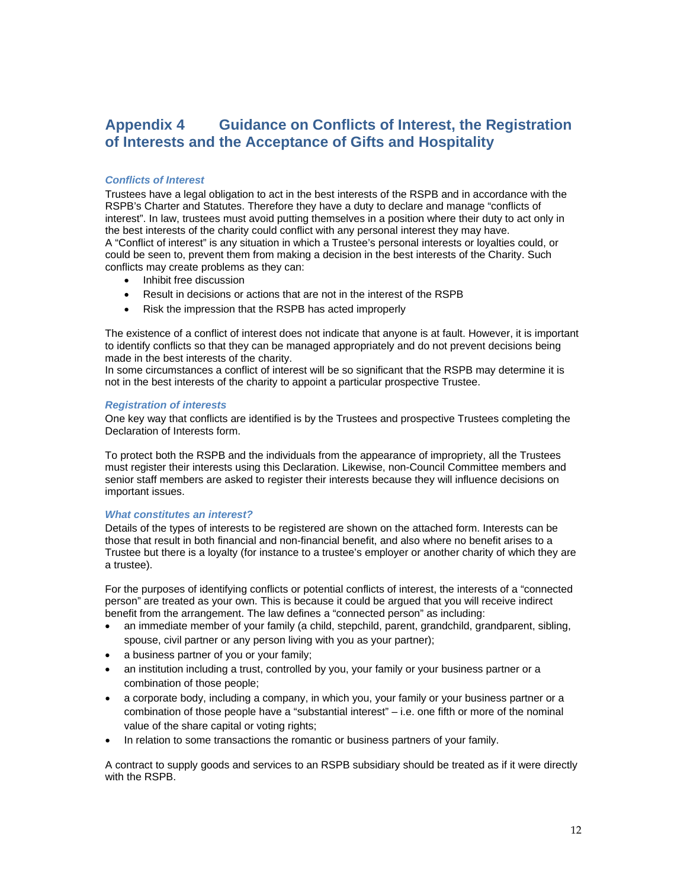## Appendix 4 Guidance on Conflicts of Interest, the Registration of Interests and the Acceptance of Gifts and Hospitality

### *Conflicts of Interest*

Trustees have a legal obligation to act in the best interests of the RSPB and in accordance with the RSPB's Charter and Statutes. Therefore they have a duty to declare and manage "conflicts of interest". In law, trustees must avoid putting themselves in a position where their duty to act only in the best interests of the charity could conflict with any personal interest they may have.
A "Conflict of interest" is any situation in which a Trustee's personal interests or loyalties could, or could be seen to, prevent them from making a decision in the best interests of the Charity. Such conflicts may create problems as they can:

- Inhibit free discussion
- Result in decisions or actions that are not in the interest of the RSPB
- Risk the impression that the RSPB has acted improperly

The existence of a conflict of interest does not indicate that anyone is at fault. However, it is important to identify conflicts so that they can be managed appropriately and do not prevent decisions being made in the best interests of the charity.
In some circumstances a conflict of interest will be so significant that the RSPB may determine it is not in the best interests of the charity to appoint a particular prospective Trustee.

### *Registration of interests*

One key way that conflicts are identified is by the Trustees and prospective Trustees completing the Declaration of Interests form.

To protect both the RSPB and the individuals from the appearance of impropriety, all the Trustees must register their interests using this Declaration. Likewise, non-Council Committee members and senior staff members are asked to register their interests because they will influence decisions on important issues.

### *What constitutes an interest?*

Details of the types of interests to be registered are shown on the attached form. Interests can be those that result in both financial and non-financial benefit, and also where no benefit arises to a Trustee but there is a loyalty (for instance to a trustee's employer or another charity of which they are a trustee).

For the purposes of identifying conflicts or potential conflicts of interest, the interests of a "connected person" are treated as your own. This is because it could be argued that you will receive indirect benefit from the arrangement. The law defines a "connected person" as including:

- an immediate member of your family (a child, stepchild, parent, grandchild, grandparent, sibling, spouse, civil partner or any person living with you as your partner);
- a business partner of you or your family;
- an institution including a trust, controlled by you, your family or your business partner or a combination of those people;
- a corporate body, including a company, in which you, your family or your business partner or a combination of those people have a "substantial interest" – i.e. one fifth or more of the nominal value of the share capital or voting rights;
- In relation to some transactions the romantic or business partners of your family.

A contract to supply goods and services to an RSPB subsidiary should be treated as if it were directly with the RSPB.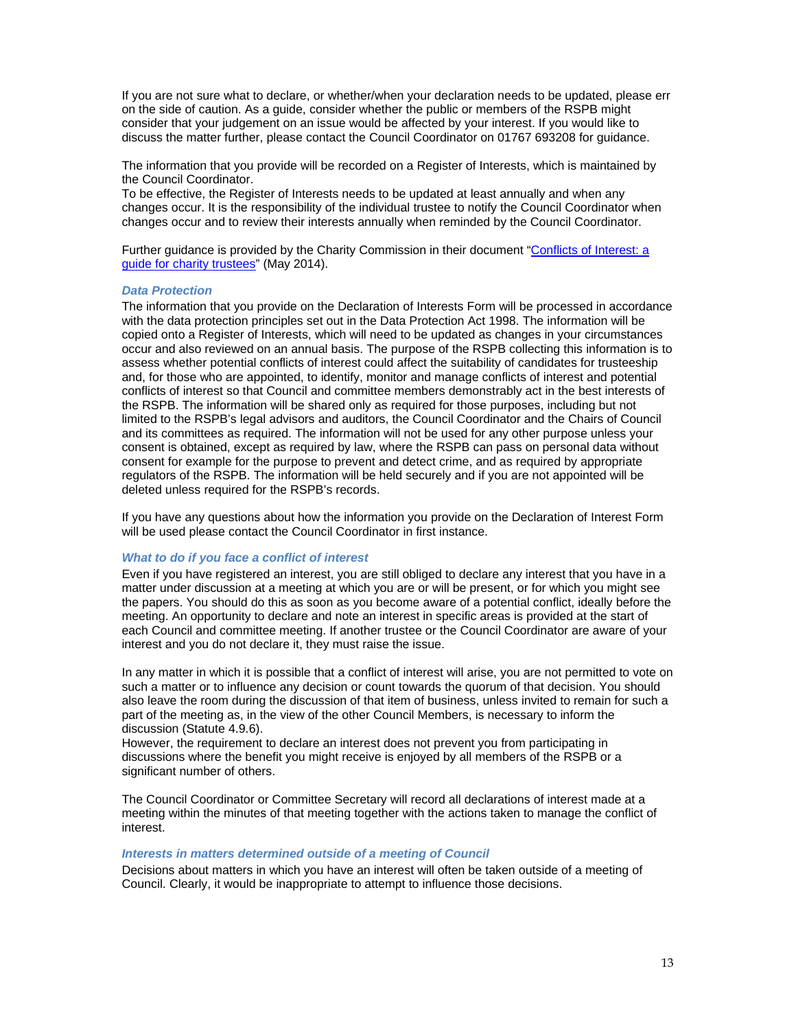If you are not sure what to declare, or whether/when your declaration needs to be updated, please err on the side of caution. As a guide, consider whether the public or members of the RSPB might consider that your judgement on an issue would be affected by your interest. If you would like to discuss the matter further, please contact the Council Coordinator on 01767 693208 for guidance.

The information that you provide will be recorded on a Register of Interests, which is maintained by the Council Coordinator.
To be effective, the Register of Interests needs to be updated at least annually and when any changes occur. It is the responsibility of the individual trustee to notify the Council Coordinator when changes occur and to review their interests annually when reminded by the Council Coordinator.

Further guidance is provided by the Charity Commission in their document "Conflicts of Interest: a guide for charity trustees" (May 2014).

### *Data Protection*

The information that you provide on the Declaration of Interests Form will be processed in accordance with the data protection principles set out in the Data Protection Act 1998. The information will be copied onto a Register of Interests, which will need to be updated as changes in your circumstances occur and also reviewed on an annual basis. The purpose of the RSPB collecting this information is to assess whether potential conflicts of interest could affect the suitability of candidates for trusteeship and, for those who are appointed, to identify, monitor and manage conflicts of interest and potential conflicts of interest so that Council and committee members demonstrably act in the best interests of the RSPB. The information will be shared only as required for those purposes, including but not limited to the RSPB's legal advisors and auditors, the Council Coordinator and the Chairs of Council and its committees as required. The information will not be used for any other purpose unless your consent is obtained, except as required by law, where the RSPB can pass on personal data without consent for example for the purpose to prevent and detect crime, and as required by appropriate regulators of the RSPB. The information will be held securely and if you are not appointed will be deleted unless required for the RSPB's records.

If you have any questions about how the information you provide on the Declaration of Interest Form will be used please contact the Council Coordinator in first instance.

### *What to do if you face a conflict of interest*

Even if you have registered an interest, you are still obliged to declare any interest that you have in a matter under discussion at a meeting at which you are or will be present, or for which you might see the papers. You should do this as soon as you become aware of a potential conflict, ideally before the meeting. An opportunity to declare and note an interest in specific areas is provided at the start of each Council and committee meeting. If another trustee or the Council Coordinator are aware of your interest and you do not declare it, they must raise the issue.

In any matter in which it is possible that a conflict of interest will arise, you are not permitted to vote on such a matter or to influence any decision or count towards the quorum of that decision. You should also leave the room during the discussion of that item of business, unless invited to remain for such a part of the meeting as, in the view of the other Council Members, is necessary to inform the discussion (Statute 4.9.6).
However, the requirement to declare an interest does not prevent you from participating in discussions where the benefit you might receive is enjoyed by all members of the RSPB or a significant number of others.

The Council Coordinator or Committee Secretary will record all declarations of interest made at a meeting within the minutes of that meeting together with the actions taken to manage the conflict of interest.

### *Interests in matters determined outside of a meeting of Council*

Decisions about matters in which you have an interest will often be taken outside of a meeting of Council. Clearly, it would be inappropriate to attempt to influence those decisions.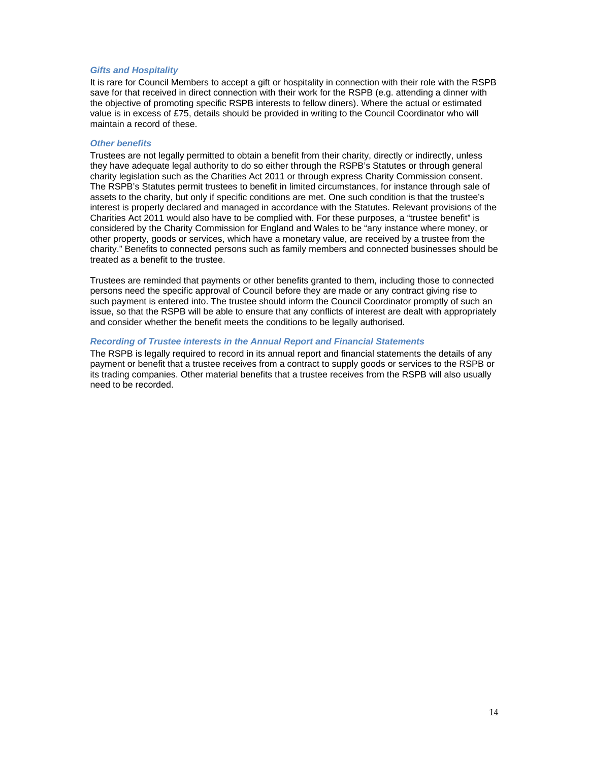### *Gifts and Hospitality*

It is rare for Council Members to accept a gift or hospitality in connection with their role with the RSPB save for that received in direct connection with their work for the RSPB (e.g. attending a dinner with the objective of promoting specific RSPB interests to fellow diners). Where the actual or estimated value is in excess of £75, details should be provided in writing to the Council Coordinator who will maintain a record of these.

### *Other benefits*

Trustees are not legally permitted to obtain a benefit from their charity, directly or indirectly, unless they have adequate legal authority to do so either through the RSPB's Statutes or through general charity legislation such as the Charities Act 2011 or through express Charity Commission consent. The RSPB's Statutes permit trustees to benefit in limited circumstances, for instance through sale of assets to the charity, but only if specific conditions are met. One such condition is that the trustee's interest is properly declared and managed in accordance with the Statutes. Relevant provisions of the Charities Act 2011 would also have to be complied with. For these purposes, a "trustee benefit" is considered by the Charity Commission for England and Wales to be "any instance where money, or other property, goods or services, which have a monetary value, are received by a trustee from the charity." Benefits to connected persons such as family members and connected businesses should be treated as a benefit to the trustee.

Trustees are reminded that payments or other benefits granted to them, including those to connected persons need the specific approval of Council before they are made or any contract giving rise to such payment is entered into. The trustee should inform the Council Coordinator promptly of such an issue, so that the RSPB will be able to ensure that any conflicts of interest are dealt with appropriately and consider whether the benefit meets the conditions to be legally authorised.

### *Recording of Trustee interests in the Annual Report and Financial Statements*

The RSPB is legally required to record in its annual report and financial statements the details of any payment or benefit that a trustee receives from a contract to supply goods or services to the RSPB or its trading companies. Other material benefits that a trustee receives from the RSPB will also usually need to be recorded.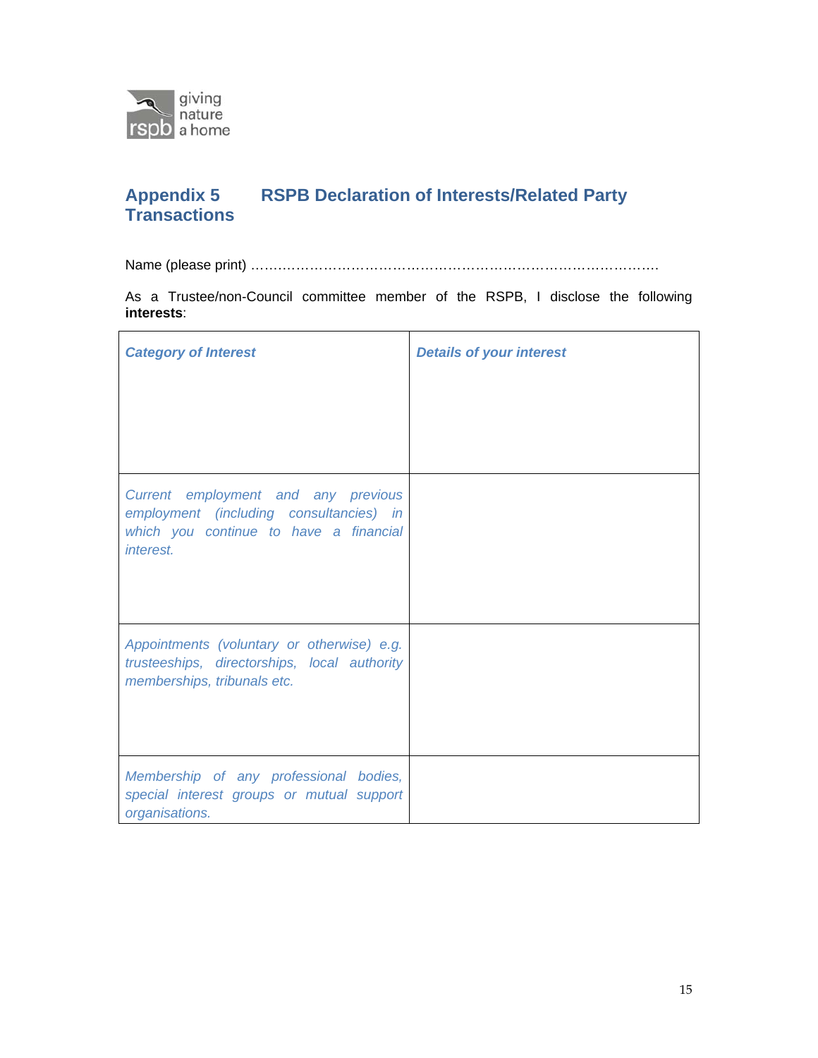## Appendix 5 RSPB Declaration of Interests/Related Party Transactions

Name (please print) ……………………………………………………………………………….

As a Trustee/non-Council committee member of the RSPB, I disclose the following **interests**:

| ***Category of Interest*** | ***Details of your interest*** |
|---|---|
| *Current employment and any previous employment (including consultancies) in which you continue to have a financial interest.* | |
| *Appointments (voluntary or otherwise) e.g. trusteeships, directorships, local authority memberships, tribunals etc.* | |
| *Membership of any professional bodies, special interest groups or mutual support organisations.* | |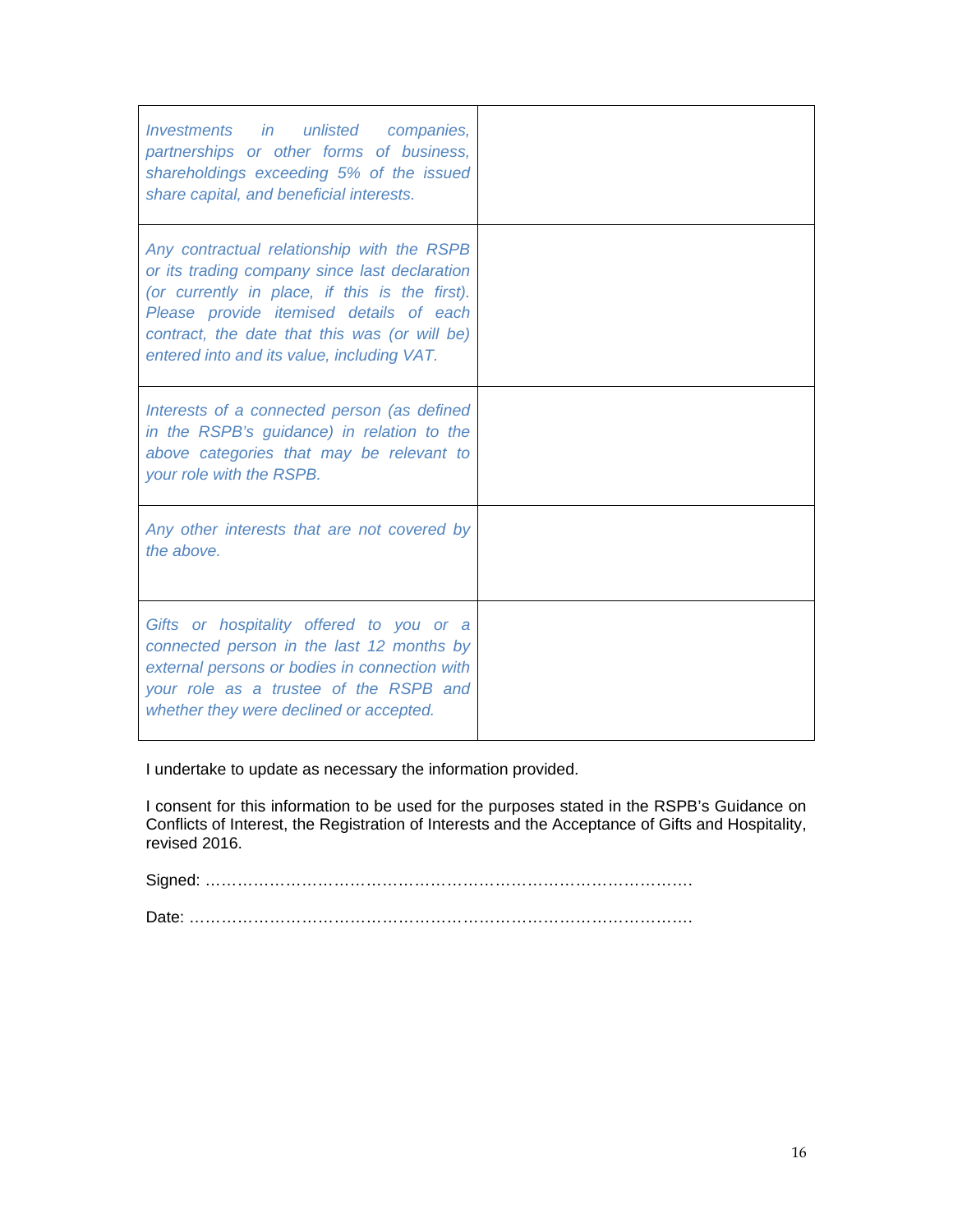| | |
|---|---|
| *Investments in unlisted companies, partnerships or other forms of business, shareholdings exceeding 5% of the issued share capital, and beneficial interests.* | |
| *Any contractual relationship with the RSPB or its trading company since last declaration (or currently in place, if this is the first). Please provide itemised details of each contract, the date that this was (or will be) entered into and its value, including VAT.* | |
| *Interests of a connected person (as defined in the RSPB's guidance) in relation to the above categories that may be relevant to your role with the RSPB.* | |
| *Any other interests that are not covered by the above.* | |
| *Gifts or hospitality offered to you or a connected person in the last 12 months by external persons or bodies in connection with your role as a trustee of the RSPB and whether they were declined or accepted.* | |

I undertake to update as necessary the information provided.

I consent for this information to be used for the purposes stated in the RSPB's Guidance on Conflicts of Interest, the Registration of Interests and the Acceptance of Gifts and Hospitality, revised 2016.

Signed: ……………………………………………………………………………….

Date: ………………………………………………………………………………….